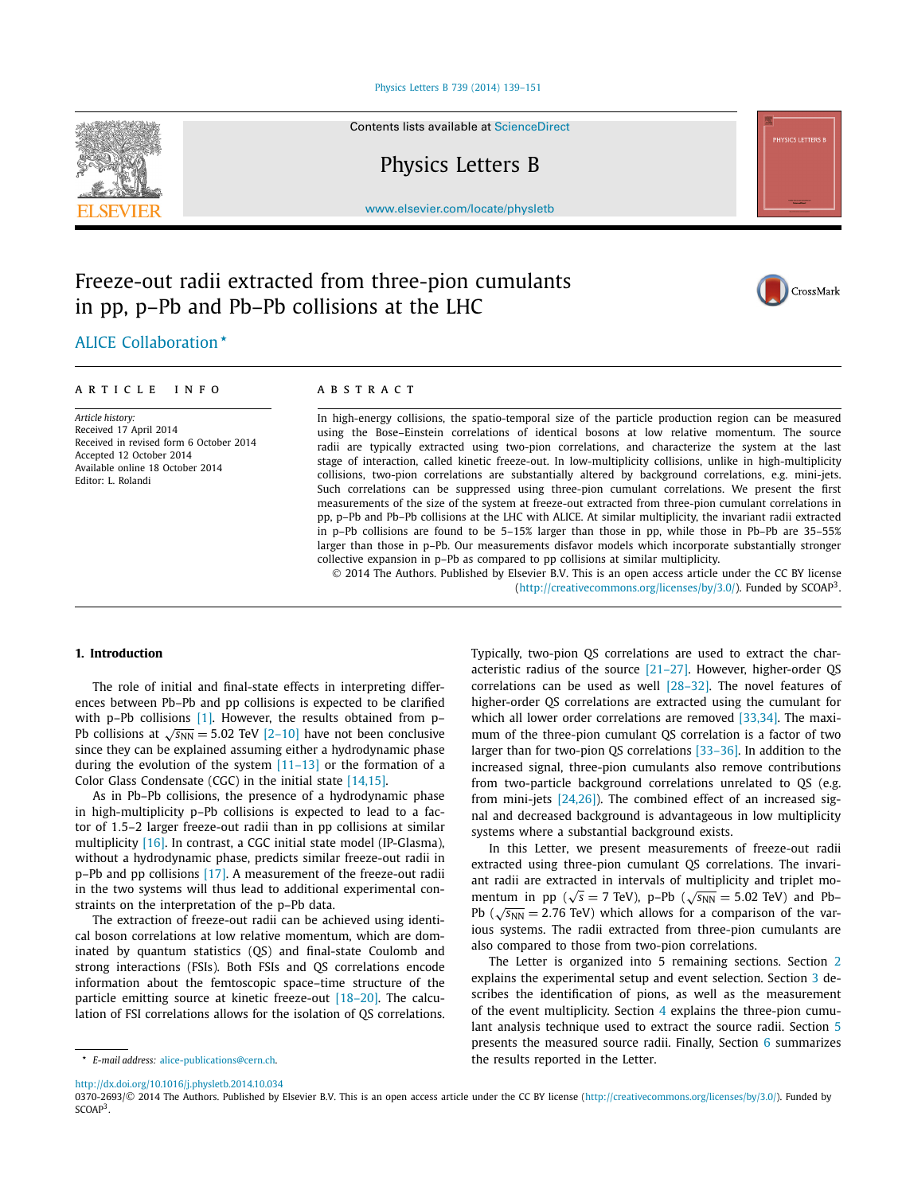# Freeze-out radii extracted from three-pion cumulants in pp, p–Pb and Pb–Pb collisions at the LHC

ALICE Collaboration *

**ARTICLE INFO**

*Article history:*
Received 17 April 2014
Received in revised form 6 October 2014
Accepted 12 October 2014
Available online 18 October 2014
Editor: L. Rolandi

**ABSTRACT**

In high-energy collisions, the spatio-temporal size of the particle production region can be measured using the Bose–Einstein correlations of identical bosons at low relative momentum. The source radii are typically extracted using two-pion correlations, and characterize the system at the last stage of interaction, called kinetic freeze-out. In low-multiplicity collisions, unlike in high-multiplicity collisions, two-pion correlations are substantially altered by background correlations, e.g. mini-jets. Such correlations can be suppressed using three-pion cumulant correlations. We present the first measurements of the size of the system at freeze-out extracted from three-pion cumulant correlations in pp, p–Pb and Pb–Pb collisions at the LHC with ALICE. At similar multiplicity, the invariant radii extracted in p–Pb collisions are found to be 5–15% larger than those in pp, while those in Pb–Pb are 35–55% larger than those in p–Pb. Our measurements disfavor models which incorporate substantially stronger collective expansion in p–Pb as compared to pp collisions at similar multiplicity.

© 2014 The Authors. Published by Elsevier B.V. This is an open access article under the CC BY license (http://creativecommons.org/licenses/by/3.0/). Funded by SCOAP[3].

## 1. Introduction

The role of initial and final-state effects in interpreting differences between Pb–Pb and pp collisions is expected to be clarified with p–Pb collisions [1]. However, the results obtained from p–Pb collisions at $\sqrt{s_{\mathrm{NN}}} = 5.02$ TeV [2–10] have not been conclusive since they can be explained assuming either a hydrodynamic phase during the evolution of the system [11–13] or the formation of a Color Glass Condensate (CGC) in the initial state [14,15].

As in Pb–Pb collisions, the presence of a hydrodynamic phase in high-multiplicity p–Pb collisions is expected to lead to a factor of 1.5–2 larger freeze-out radii than in pp collisions at similar multiplicity [16]. In contrast, a CGC initial state model (IP-Glasma), without a hydrodynamic phase, predicts similar freeze-out radii in p–Pb and pp collisions [17]. A measurement of the freeze-out radii in the two systems will thus lead to additional experimental constraints on the interpretation of the p–Pb data.

The extraction of freeze-out radii can be achieved using identical boson correlations at low relative momentum, which are dominated by quantum statistics (QS) and final-state Coulomb and strong interactions (FSIs). Both FSIs and QS correlations encode information about the femtoscopic space–time structure of the particle emitting source at kinetic freeze-out [18–20]. The calculation of FSI correlations allows for the isolation of QS correlations. Typically, two-pion QS correlations are used to extract the characteristic radius of the source [21–27]. However, higher-order QS correlations can be used as well [28–32]. The novel features of higher-order QS correlations are extracted using the cumulant for which all lower order correlations are removed [33,34]. The maximum of the three-pion cumulant QS correlation is a factor of two larger than for two-pion QS correlations [33–36]. In addition to the increased signal, three-pion cumulants also remove contributions from two-particle background correlations unrelated to QS (e.g. from mini-jets [24,26]). The combined effect of an increased signal and decreased background is advantageous in low multiplicity systems where a substantial background exists.

In this Letter, we present measurements of freeze-out radii extracted using three-pion cumulant QS correlations. The invariant radii are extracted in intervals of multiplicity and triplet momentum in pp ($\sqrt{s} = 7$ TeV), p–Pb ($\sqrt{s_{\mathrm{NN}}} = 5.02$ TeV) and Pb–Pb ($\sqrt{s_{\mathrm{NN}}} = 2.76$ TeV) which allows for a comparison of the various systems. The radii extracted from three-pion cumulants are also compared to those from two-pion correlations.

The Letter is organized into 5 remaining sections. Section 2 explains the experimental setup and event selection. Section 3 describes the identification of pions, as well as the measurement of the event multiplicity. Section 4 explains the three-pion cumulant analysis technique used to extract the source radii. Section 5 presents the measured source radii. Finally, Section 6 summarizes the results reported in the Letter.

* *E-mail address:* alice-publications@cern.ch.

http://dx.doi.org/10.1016/j.physletb.2014.10.034
0370-2693/© 2014 The Authors. Published by Elsevier B.V. This is an open access article under the CC BY license (http://creativecommons.org/licenses/by/3.0/). Funded by SCOAP[3].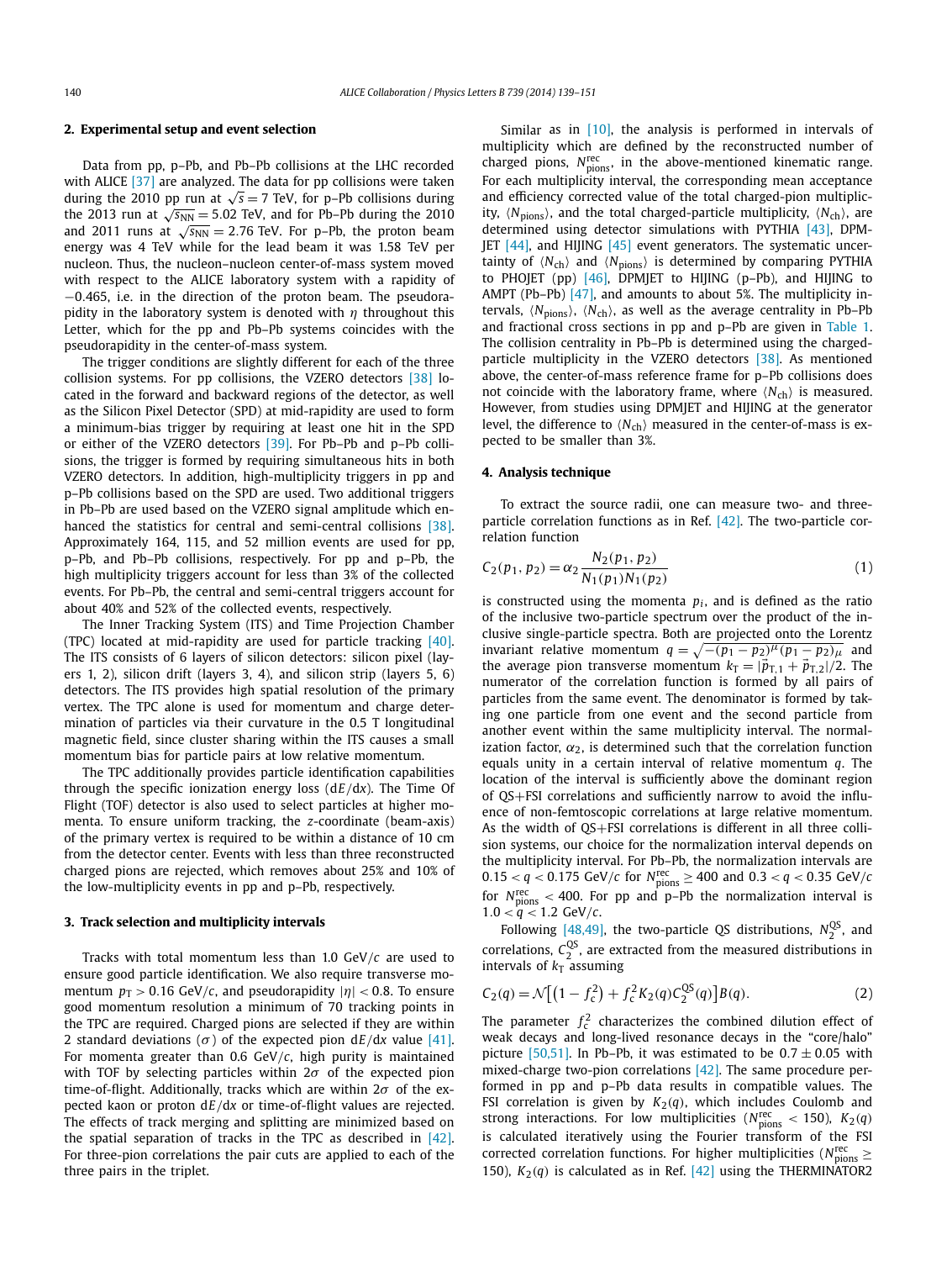## 2. Experimental setup and event selection

Data from pp, p–Pb, and Pb–Pb collisions at the LHC recorded with ALICE [37] are analyzed. The data for pp collisions were taken during the 2010 pp run at $\sqrt{s} = 7$ TeV, for p–Pb collisions during the 2013 run at $\sqrt{s_{\rm NN}} = 5.02$ TeV, and for Pb–Pb during the 2010 and 2011 runs at $\sqrt{s_{\rm NN}} = 2.76$ TeV. For p–Pb, the proton beam energy was 4 TeV while for the lead beam it was 1.58 TeV per nucleon. Thus, the nucleon–nucleon center-of-mass system moved with respect to the ALICE laboratory system with a rapidity of −0.465, i.e. in the direction of the proton beam. The pseudorapidity in the laboratory system is denoted with $\eta$ throughout this Letter, which for the pp and Pb–Pb systems coincides with the pseudorapidity in the center-of-mass system.

The trigger conditions are slightly different for each of the three collision systems. For pp collisions, the VZERO detectors [38] located in the forward and backward regions of the detector, as well as the Silicon Pixel Detector (SPD) at mid-rapidity are used to form a minimum-bias trigger by requiring at least one hit in the SPD or either of the VZERO detectors [39]. For Pb–Pb and p–Pb collisions, the trigger is formed by requiring simultaneous hits in both VZERO detectors. In addition, high-multiplicity triggers in pp and p–Pb collisions based on the SPD are used. Two additional triggers in Pb–Pb are used based on the VZERO signal amplitude which enhanced the statistics for central and semi-central collisions [38]. Approximately 164, 115, and 52 million events are used for pp, p–Pb, and Pb–Pb collisions, respectively. For pp and p–Pb, the high multiplicity triggers account for less than 3% of the collected events. For Pb–Pb, the central and semi-central triggers account for about 40% and 52% of the collected events, respectively.

The Inner Tracking System (ITS) and Time Projection Chamber (TPC) located at mid-rapidity are used for particle tracking [40]. The ITS consists of 6 layers of silicon detectors: silicon pixel (layers 1, 2), silicon drift (layers 3, 4), and silicon strip (layers 5, 6) detectors. The ITS provides high spatial resolution of the primary vertex. The TPC alone is used for momentum and charge determination of particles via their curvature in the 0.5 T longitudinal magnetic field, since cluster sharing within the ITS causes a small momentum bias for particle pairs at low relative momentum.

The TPC additionally provides particle identification capabilities through the specific ionization energy loss ($dE/dx$). The Time Of Flight (TOF) detector is also used to select particles at higher momenta. To ensure uniform tracking, the $z$-coordinate (beam-axis) of the primary vertex is required to be within a distance of 10 cm from the detector center. Events with less than three reconstructed charged pions are rejected, which removes about 25% and 10% of the low-multiplicity events in pp and p–Pb, respectively.

## 3. Track selection and multiplicity intervals

Tracks with total momentum less than 1.0 GeV/$c$ are used to ensure good particle identification. We also require transverse momentum $p_{\rm T} > 0.16$ GeV/$c$, and pseudorapidity $|\eta| < 0.8$. To ensure good momentum resolution a minimum of 70 tracking points in the TPC are required. Charged pions are selected if they are within 2 standard deviations ($\sigma$) of the expected pion $dE/dx$ value [41]. For momenta greater than 0.6 GeV/$c$, high purity is maintained with TOF by selecting particles within $2\sigma$ of the expected pion time-of-flight. Additionally, tracks which are within $2\sigma$ of the expected kaon or proton $dE/dx$ or time-of-flight values are rejected. The effects of track merging and splitting are minimized based on the spatial separation of tracks in the TPC as described in [42]. For three-pion correlations the pair cuts are applied to each of the three pairs in the triplet.

Similar as in [10], the analysis is performed in intervals of multiplicity which are defined by the reconstructed number of charged pions, $N_{\rm pions}^{\rm rec}$, in the above-mentioned kinematic range. For each multiplicity interval, the corresponding mean acceptance and efficiency corrected value of the total charged-pion multiplicity, $\langle N_{\rm pions}\rangle$, and the total charged-particle multiplicity, $\langle N_{\rm ch}\rangle$, are determined using detector simulations with PYTHIA [43], DPMJET [44], and HIJING [45] event generators. The systematic uncertainty of $\langle N_{\rm ch}\rangle$ and $\langle N_{\rm pions}\rangle$ is determined by comparing PYTHIA to PHOJET (pp) [46], DPMJET to HIJING (p–Pb), and HIJING to AMPT (Pb–Pb) [47], and amounts to about 5%. The multiplicity intervals, $\langle N_{\rm pions}\rangle$, $\langle N_{\rm ch}\rangle$, as well as the average centrality in Pb–Pb and fractional cross sections in pp and p–Pb are given in Table 1. The collision centrality in Pb–Pb is determined using the charged-particle multiplicity in the VZERO detectors [38]. As mentioned above, the center-of-mass reference frame for p–Pb collisions does not coincide with the laboratory frame, where $\langle N_{\rm ch}\rangle$ is measured. However, from studies using DPMJET and HIJING at the generator level, the difference to $\langle N_{\rm ch}\rangle$ measured in the center-of-mass is expected to be smaller than 3%.

## 4. Analysis technique

To extract the source radii, one can measure two- and three-particle correlation functions as in Ref. [42]. The two-particle correlation function

$$C_2(p_1, p_2) = \alpha_2 \frac{N_2(p_1, p_2)}{N_1(p_1)N_1(p_2)} \tag{1}$$

is constructed using the momenta $p_i$, and is defined as the ratio of the inclusive two-particle spectrum over the product of the inclusive single-particle spectra. Both are projected onto the Lorentz invariant relative momentum $q = \sqrt{-(p_1 - p_2)^\mu (p_1 - p_2)_\mu}$ and the average pion transverse momentum $k_{\rm T} = |\vec{p}_{{\rm T},1} + \vec{p}_{{\rm T},2}|/2$. The numerator of the correlation function is formed by all pairs of particles from the same event. The denominator is formed by taking one particle from one event and the second particle from another event within the same multiplicity interval. The normalization factor, $\alpha_2$, is determined such that the correlation function equals unity in a certain interval of relative momentum $q$. The location of the interval is sufficiently above the dominant region of QS+FSI correlations and sufficiently narrow to avoid the influence of non-femtoscopic correlations at large relative momentum. As the width of QS+FSI correlations is different in all three collision systems, our choice for the normalization interval depends on the multiplicity interval. For Pb–Pb, the normalization intervals are $0.15 < q < 0.175$ GeV/$c$ for $N_{\rm pions}^{\rm rec} \geq 400$ and $0.3 < q < 0.35$ GeV/$c$ for $N_{\rm pions}^{\rm rec} < 400$. For pp and p–Pb the normalization interval is $1.0 < q < 1.2$ GeV/$c$.

Following [48,49], the two-particle QS distributions, $N_2^{\rm QS}$, and correlations, $C_2^{\rm QS}$, are extracted from the measured distributions in intervals of $k_{\rm T}$ assuming

$$C_2(q) = \mathcal{N}\left[\left(1 - f_c^2\right) + f_c^2 K_2(q) C_2^{\rm QS}(q)\right] B(q). \tag{2}$$

The parameter $f_c^2$ characterizes the combined dilution effect of weak decays and long-lived resonance decays in the "core/halo" picture [50,51]. In Pb–Pb, it was estimated to be $0.7 \pm 0.05$ with mixed-charge two-pion correlations [42]. The same procedure performed in pp and p–Pb data results in compatible values. The FSI correlation is given by $K_2(q)$, which includes Coulomb and strong interactions. For low multiplicities ($N_{\rm pions}^{\rm rec} < 150$), $K_2(q)$ is calculated iteratively using the Fourier transform of the FSI corrected correlation functions. For higher multiplicities ($N_{\rm pions}^{\rm rec} \geq 150$), $K_2(q)$ is calculated as in Ref. [42] using the THERMINATOR2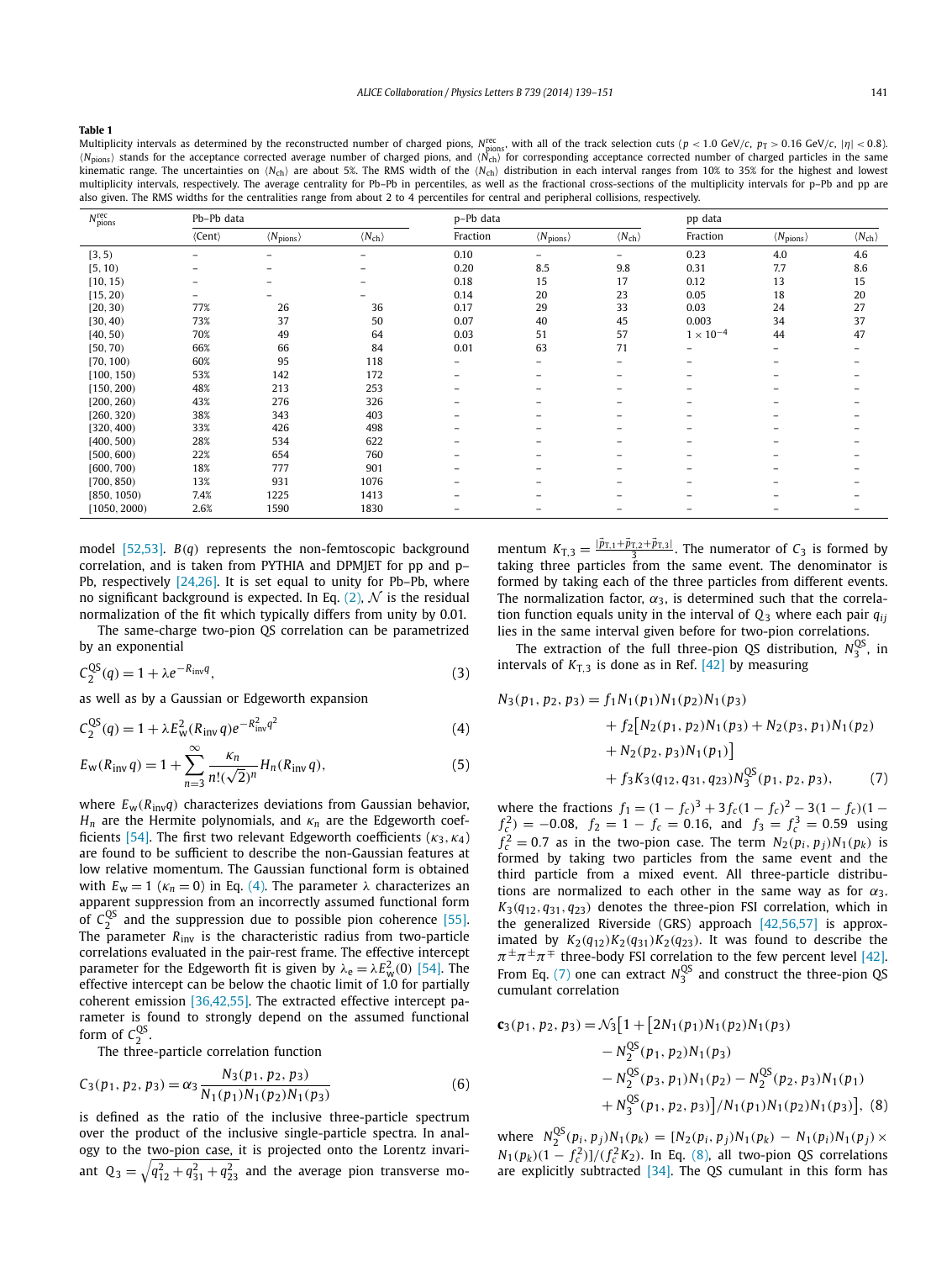**Table 1**

Multiplicity intervals as determined by the reconstructed number of charged pions, $N^{\rm rec}_{\rm pions}$, with all of the track selection cuts ($p < 1.0$ GeV/$c$, $p_{\rm T} > 0.16$ GeV/$c$, $|\eta| < 0.8$). $\langle N_{\rm pions}\rangle$ stands for the acceptance corrected average number of charged pions, and $\langle N_{\rm ch}\rangle$ for corresponding acceptance corrected number of charged particles in the same kinematic range. The uncertainties on $\langle N_{\rm ch}\rangle$ are about 5%. The RMS width of the $\langle N_{\rm ch}\rangle$ distribution in each interval ranges from 10% to 35% for the highest and lowest multiplicity intervals, respectively. The average centrality for Pb–Pb in percentiles, as well as the fractional cross-sections of the multiplicity intervals for p–Pb and pp are also given. The RMS widths for the centralities range from about 2 to 4 percentiles for central and peripheral collisions, respectively.

| $N^{\rm rec}_{\rm pions}$ | Pb–Pb data | | | p–Pb data | | | pp data | | |
|---|---|---|---|---|---|---|---|---|---|
| | ⟨Cent⟩ | $\langle N_{\rm pions}\rangle$ | $\langle N_{\rm ch}\rangle$ | Fraction | $\langle N_{\rm pions}\rangle$ | $\langle N_{\rm ch}\rangle$ | Fraction | $\langle N_{\rm pions}\rangle$ | $\langle N_{\rm ch}\rangle$ |
| [3, 5) | – | – | – | 0.10 | – | – | 0.23 | 4.0 | 4.6 |
| [5, 10) | – | – | – | 0.20 | 8.5 | 9.8 | 0.31 | 7.7 | 8.6 |
| [10, 15) | – | – | – | 0.18 | 15 | 17 | 0.12 | 13 | 15 |
| [15, 20) | – | – | – | 0.14 | 20 | 23 | 0.05 | 18 | 20 |
| [20, 30) | 77% | 26 | 36 | 0.17 | 29 | 33 | 0.03 | 24 | 27 |
| [30, 40) | 73% | 37 | 50 | 0.07 | 40 | 45 | 0.003 | 34 | 37 |
| [40, 50) | 70% | 49 | 64 | 0.03 | 51 | 57 | $1\times10^{-4}$ | 44 | 47 |
| [50, 70) | 66% | 66 | 84 | 0.01 | 63 | 71 | – | – | – |
| [70, 100) | 60% | 95 | 118 | – | – | – | – | – | – |
| [100, 150) | 53% | 142 | 172 | – | – | – | – | – | – |
| [150, 200) | 48% | 213 | 253 | – | – | – | – | – | – |
| [200, 260) | 43% | 276 | 326 | – | – | – | – | – | – |
| [260, 320) | 38% | 343 | 403 | – | – | – | – | – | – |
| [320, 400) | 33% | 426 | 498 | – | – | – | – | – | – |
| [400, 500) | 28% | 534 | 622 | – | – | – | – | – | – |
| [500, 600) | 22% | 654 | 760 | – | – | – | – | – | – |
| [600, 700) | 18% | 777 | 901 | – | – | – | – | – | – |
| [700, 850) | 13% | 931 | 1076 | – | – | – | – | – | – |
| [850, 1050) | 7.4% | 1225 | 1413 | – | – | – | – | – | – |
| [1050, 2000) | 2.6% | 1590 | 1830 | – | – | – | – | – | – |

model [52,53]. $B(q)$ represents the non-femtoscopic background correlation, and is taken from PYTHIA and DPMJET for pp and p–Pb, respectively [24,26]. It is set equal to unity for Pb–Pb, where no significant background is expected. In Eq. (2), $\mathcal{N}$ is the residual normalization of the fit which typically differs from unity by 0.01.

The same-charge two-pion QS correlation can be parametrized by an exponential

$$C_2^{\rm QS}(q) = 1 + \lambda e^{-R_{\rm inv} q}, \tag{3}$$

as well as by a Gaussian or Edgeworth expansion

$$C_2^{\rm QS}(q) = 1 + \lambda E_{\rm w}^2(R_{\rm inv}\, q) e^{-R_{\rm inv}^2 q^2} \tag{4}$$

$$E_{\rm w}(R_{\rm inv}\, q) = 1 + \sum_{n=3}^{\infty} \frac{\kappa_n}{n!(\sqrt{2})^n} H_n(R_{\rm inv}\, q), \tag{5}$$

where $E_{\rm w}(R_{\rm inv} q)$ characterizes deviations from Gaussian behavior, $H_n$ are the Hermite polynomials, and $\kappa_n$ are the Edgeworth coefficients [54]. The first two relevant Edgeworth coefficients ($\kappa_3, \kappa_4$) are found to be sufficient to describe the non-Gaussian features at low relative momentum. The Gaussian functional form is obtained with $E_{\rm w} = 1$ ($\kappa_n = 0$) in Eq. (4). The parameter $\lambda$ characterizes an apparent suppression from an incorrectly assumed functional form of $C_2^{\rm QS}$ and the suppression due to possible pion coherence [55]. The parameter $R_{\rm inv}$ is the characteristic radius from two-particle correlations evaluated in the pair-rest frame. The effective intercept parameter for the Edgeworth fit is given by $\lambda_{\rm e} = \lambda E_{\rm w}^2(0)$ [54]. The effective intercept can be below the chaotic limit of 1.0 for partially coherent emission [36,42,55]. The extracted effective intercept parameter is found to strongly depend on the assumed functional form of $C_2^{\rm QS}$.

The three-particle correlation function

$$C_3(p_1, p_2, p_3) = \alpha_3 \frac{N_3(p_1, p_2, p_3)}{N_1(p_1)N_1(p_2)N_1(p_3)} \tag{6}$$

is defined as the ratio of the inclusive three-particle spectrum over the product of the inclusive single-particle spectra. In analogy to the two-pion case, it is projected onto the Lorentz invariant $Q_3 = \sqrt{q_{12}^2 + q_{31}^2 + q_{23}^2}$ and the average pion transverse momentum $K_{\rm T,3} = \frac{|\vec{p}_{\rm T,1} + \vec{p}_{\rm T,2} + \vec{p}_{\rm T,3}|}{3}$. The numerator of $C_3$ is formed by taking three particles from the same event. The denominator is formed by taking each of the three particles from different events. The normalization factor, $\alpha_3$, is determined such that the correlation function equals unity in the interval of $Q_3$ where each pair $q_{ij}$ lies in the same interval given before for two-pion correlations.

The extraction of the full three-pion QS distribution, $N_3^{\rm QS}$, in intervals of $K_{\rm T,3}$ is done as in Ref. [42] by measuring

$$\begin{aligned} N_3(p_1, p_2, p_3) &= f_1 N_1(p_1)N_1(p_2)N_1(p_3) \\ &+ f_2\big[N_2(p_1, p_2)N_1(p_3) + N_2(p_3, p_1)N_1(p_2) \\ &+ N_2(p_2, p_3)N_1(p_1)\big] \\ &+ f_3 K_3(q_{12}, q_{31}, q_{23}) N_3^{\rm QS}(p_1, p_2, p_3), \end{aligned} \tag{7}$$

where the fractions $f_1 = (1 - f_c)^3 + 3f_c(1 - f_c)^2 - 3(1 - f_c)(1 - f_c^2) = -0.08$, $f_2 = 1 - f_c = 0.16$, and $f_3 = f_c^3 = 0.59$ using $f_c^2 = 0.7$ as in the two-pion case. The term $N_2(p_i, p_j)N_1(p_k)$ is formed by taking two particles from the same event and the third particle from a mixed event. All three-particle distributions are normalized to each other in the same way as for $\alpha_3$. $K_3(q_{12}, q_{31}, q_{23})$ denotes the three-pion FSI correlation, which in the generalized Riverside (GRS) approach [42,56,57] is approximated by $K_2(q_{12})K_2(q_{31})K_2(q_{23})$. It was found to describe the $\pi^\pm\pi^\pm\pi^\mp$ three-body FSI correlation to the few percent level [42]. From Eq. (7) one can extract $N_3^{\rm QS}$ and construct the three-pion QS cumulant correlation

$$\begin{aligned} \mathbf{c}_3(p_1, p_2, p_3) = \mathcal{N}_3\big[1 + \big[&2N_1(p_1)N_1(p_2)N_1(p_3) \\ &- N_2^{\rm QS}(p_1, p_2)N_1(p_3) \\ &- N_2^{\rm QS}(p_3, p_1)N_1(p_2) - N_2^{\rm QS}(p_2, p_3)N_1(p_1) \\ &+ N_3^{\rm QS}(p_1, p_2, p_3)\big]/N_1(p_1)N_1(p_2)N_1(p_3)\big], \end{aligned} \tag{8}$$

where $N_2^{\rm QS}(p_i, p_j)N_1(p_k) = [N_2(p_i, p_j)N_1(p_k) - N_1(p_i)N_1(p_j) \times N_1(p_k)(1 - f_c^2)]/(f_c^2 K_2)$. In Eq. (8), all two-pion QS correlations are explicitly subtracted [34]. The QS cumulant in this form has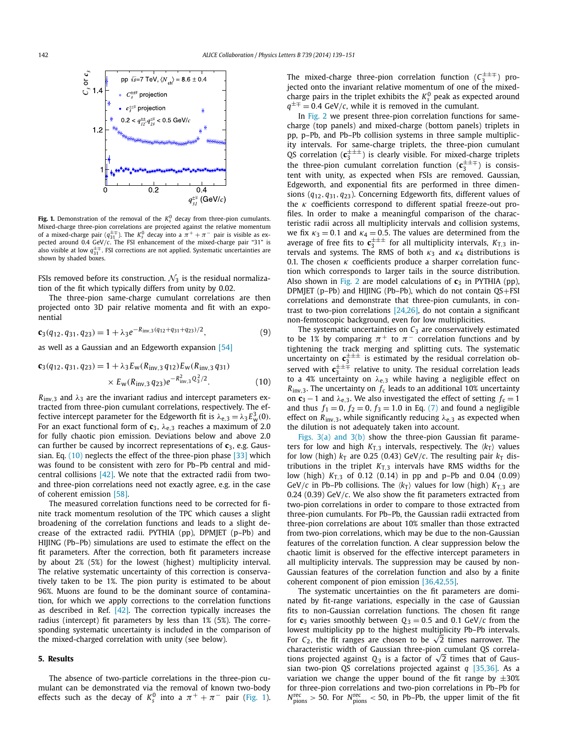**Fig. 1.** Demonstration of the removal of the $K_s^0$ decay from three-pion cumulants. Mixed-charge three-pion correlations are projected against the relative momentum of a mixed-charge pair ($q_{31}^{\pm\mp}$). The $K_s^0$ decay into a $\pi^+ + \pi^-$ pair is visible as expected around 0.4 GeV/$c$. The FSI enhancement of the mixed-charge pair "31" is also visible at low $q_{31}^{\pm\mp}$. FSI corrections are not applied. Systematic uncertainties are shown by shaded boxes.

FSIs removed before its construction. $\mathcal{N}_3$ is the residual normalization of the fit which typically differs from unity by 0.02.

The three-pion same-charge cumulant correlations are then projected onto 3D pair relative momenta and fit with an exponential

$$\mathbf{c}_3(q_{12}, q_{31}, q_{23}) = 1 + \lambda_3 e^{-R_{\text{inv},3}(q_{12}+q_{31}+q_{23})/2}, \tag{9}$$

as well as a Gaussian and an Edgeworth expansion [54]

$$\mathbf{c}_3(q_{12}, q_{31}, q_{23}) = 1 + \lambda_3 E_\text{w}(R_{\text{inv},3}\, q_{12}) E_\text{w}(R_{\text{inv},3}\, q_{31}) \times E_\text{w}(R_{\text{inv},3}\, q_{23}) e^{-R_{\text{inv},3}^2 Q_3^2/2}. \tag{10}$$

$R_{\text{inv},3}$ and $\lambda_3$ are the invariant radius and intercept parameters extracted from three-pion cumulant correlations, respectively. The effective intercept parameter for the Edgeworth fit is $\lambda_{\text{e},3} = \lambda_3 E_\text{w}^3(0)$. For an exact functional form of $\mathbf{c}_3$, $\lambda_{\text{e},3}$ reaches a maximum of 2.0 for fully chaotic pion emission. Deviations below and above 2.0 can further be caused by incorrect representations of $\mathbf{c}_3$, e.g. Gaussian. Eq. (10) neglects the effect of the three-pion phase [33] which was found to be consistent with zero for Pb–Pb central and mid-central collisions [42]. We note that the extracted radii from two- and three-pion correlations need not exactly agree, e.g. in the case of coherent emission [58].

The measured correlation functions need to be corrected for finite track momentum resolution of the TPC which causes a slight broadening of the correlation functions and leads to a slight decrease of the extracted radii. PYTHIA (pp), DPMJET (p–Pb) and HIJING (Pb–Pb) simulations are used to estimate the effect on the fit parameters. After the correction, both fit parameters increase by about 2% (5%) for the lowest (highest) multiplicity interval. The relative systematic uncertainty of this correction is conservatively taken to be 1%. The pion purity is estimated to be about 96%. Muons are found to be the dominant source of contamination, for which we apply corrections to the correlation functions as described in Ref. [42]. The correction typically increases the radius (intercept) fit parameters by less than 1% (5%). The corresponding systematic uncertainty is included in the comparison of the mixed-charged correlation with unity (see below).

## 5. Results

The absence of two-particle correlations in the three-pion cumulant can be demonstrated via the removal of known two-body effects such as the decay of $K_s^0$ into a $\pi^+ + \pi^-$ pair (Fig. 1). The mixed-charge three-pion correlation function ($C_3^{\pm\pm\mp}$) projected onto the invariant relative momentum of one of the mixed-charge pairs in the triplet exhibits the $K_s^0$ peak as expected around $q^{\pm\mp} = 0.4$ GeV/$c$, while it is removed in the cumulant.

In Fig. 2 we present three-pion correlation functions for same-charge (top panels) and mixed-charge (bottom panels) triplets in pp, p–Pb, and Pb–Pb collision systems in three sample multiplicity intervals. For same-charge triplets, the three-pion cumulant QS correlation ($\mathbf{c}_3^{\pm\pm\pm}$) is clearly visible. For mixed-charge triplets the three-pion cumulant correlation function ($\mathbf{c}_3^{\pm\pm\mp}$) is consistent with unity, as expected when FSIs are removed. Gaussian, Edgeworth, and exponential fits are performed in three dimensions ($q_{12}, q_{31}, q_{23}$). Concerning Edgeworth fits, different values of the $\kappa$ coefficients correspond to different spatial freeze-out profiles. In order to make a meaningful comparison of the characteristic radii across all multiplicity intervals and collision systems, we fix $\kappa_3 = 0.1$ and $\kappa_4 = 0.5$. The values are determined from the average of free fits to $\mathbf{c}_3^{\pm\pm\pm}$ for all multiplicity intervals, $K_{\text{T},3}$ intervals and systems. The RMS of both $\kappa_3$ and $\kappa_4$ distributions is 0.1. The chosen $\kappa$ coefficients produce a sharper correlation function which corresponds to larger tails in the source distribution. Also shown in Fig. 2 are model calculations of $\mathbf{c}_3$ in PYTHIA (pp), DPMJET (p–Pb) and HIJING (Pb–Pb), which do not contain QS+FSI correlations and demonstrate that three-pion cumulants, in contrast to two-pion correlations [24,26], do not contain a significant non-femtoscopic background, even for low multiplicities.

The systematic uncertainties on $C_3$ are conservatively estimated to be 1% by comparing $\pi^+$ to $\pi^-$ correlation functions and by tightening the track merging and splitting cuts. The systematic uncertainty on $\mathbf{c}_3^{\pm\pm\pm}$ is estimated by the residual correlation observed with $\mathbf{c}_3^{\pm\pm\mp}$ relative to unity. The residual correlation leads to a 4% uncertainty on $\lambda_{\text{e},3}$ while having a negligible effect on $R_{\text{inv},3}$. The uncertainty on $f_\text{c}$ leads to an additional 10% uncertainty on $\mathbf{c}_3 - 1$ and $\lambda_{\text{e},3}$. We also investigated the effect of setting $f_\text{c} = 1$ and thus $f_1 = 0$, $f_2 = 0$, $f_3 = 1.0$ in Eq. (7) and found a negligible effect on $R_{\text{inv},3}$, while significantly reducing $\lambda_{\text{e},3}$ as expected when the dilution is not adequately taken into account.

Figs. 3(a) and 3(b) show the three-pion Gaussian fit parameters for low and high $K_{\text{T},3}$ intervals, respectively. The $\langle k_\text{T}\rangle$ values for low (high) $k_\text{T}$ are 0.25 (0.43) GeV/$c$. The resulting pair $k_\text{T}$ distributions in the triplet $K_{\text{T},3}$ intervals have RMS widths for the low (high) $K_{\text{T},3}$ of 0.12 (0.14) in pp and p–Pb and 0.04 (0.09) GeV/$c$ in Pb–Pb collisions. The $\langle k_\text{T}\rangle$ values for low (high) $K_{\text{T},3}$ are 0.24 (0.39) GeV/$c$. We also show the fit parameters extracted from two-pion correlations in order to compare to those extracted from three-pion cumulants. For Pb–Pb, the Gaussian radii extracted from three-pion correlations are about 10% smaller than those extracted from two-pion correlations, which may be due to the non-Gaussian features of the correlation function. A clear suppression below the chaotic limit is observed for the effective intercept parameters in all multiplicity intervals. The suppression may be caused by non-Gaussian features of the correlation function and also by a finite coherent component of pion emission [36,42,55].

The systematic uncertainties on the fit parameters are dominated by fit-range variations, especially in the case of Gaussian fits to non-Gaussian correlation functions. The chosen fit range for $\mathbf{c}_3$ varies smoothly between $Q_3 = 0.5$ and 0.1 GeV/$c$ from the lowest multiplicity pp to the highest multiplicity Pb–Pb intervals. For $C_2$, the fit ranges are chosen to be $\sqrt{2}$ times narrower. The characteristic width of Gaussian three-pion cumulant QS correlations projected against $Q_3$ is a factor of $\sqrt{2}$ times that of Gaussian two-pion QS correlations projected against $q$ [35,36]. As a variation we change the upper bound of the fit range by ±30% for three-pion correlations and two-pion correlations in Pb–Pb for $N_{\text{pions}}^{\text{rec}} > 50$. For $N_{\text{pions}}^{\text{rec}} < 50$, in Pb–Pb, the upper limit of the fit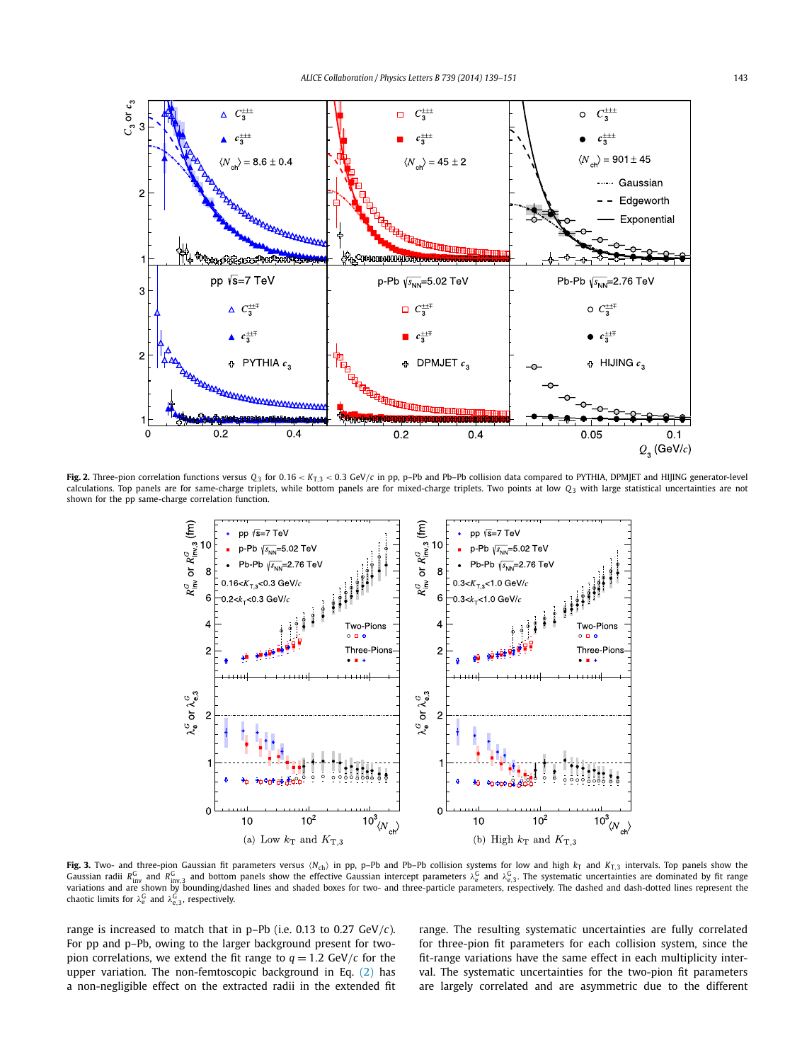**Fig. 2.** Three-pion correlation functions versus $Q_3$ for $0.16 < K_{T,3} < 0.3$ GeV/$c$ in pp, p–Pb and Pb–Pb collision data compared to PYTHIA, DPMJET and HIJING generator-level calculations. Top panels are for same-charge triplets, while bottom panels are for mixed-charge triplets. Two points at low $Q_3$ with large statistical uncertainties are not shown for the pp same-charge correlation function.

**Fig. 3.** Two- and three-pion Gaussian fit parameters versus $\langle N_{ch} \rangle$ in pp, p–Pb and Pb–Pb collision systems for low and high $k_T$ and $K_{T,3}$ intervals. Top panels show the Gaussian radii $R^G_{inv}$ and $R^G_{inv,3}$ and bottom panels show the effective Gaussian intercept parameters $\lambda^G_e$ and $\lambda^G_{e,3}$. The systematic uncertainties are dominated by fit range variations and are shown by bounding/dashed lines and shaded boxes for two- and three-particle parameters, respectively. The dashed and dash-dotted lines represent the chaotic limits for $\lambda^G_e$ and $\lambda^G_{e,3}$, respectively.

range is increased to match that in p–Pb (i.e. 0.13 to 0.27 GeV/$c$). For pp and p–Pb, owing to the larger background present for two-pion correlations, we extend the fit range to $q = 1.2$ GeV/$c$ for the upper variation. The non-femtoscopic background in Eq. (2) has a non-negligible effect on the extracted radii in the extended fit range. The resulting systematic uncertainties are fully correlated for three-pion fit parameters for each collision system, since the fit-range variations have the same effect in each multiplicity interval. The systematic uncertainties for the two-pion fit parameters are largely correlated and are asymmetric due to the different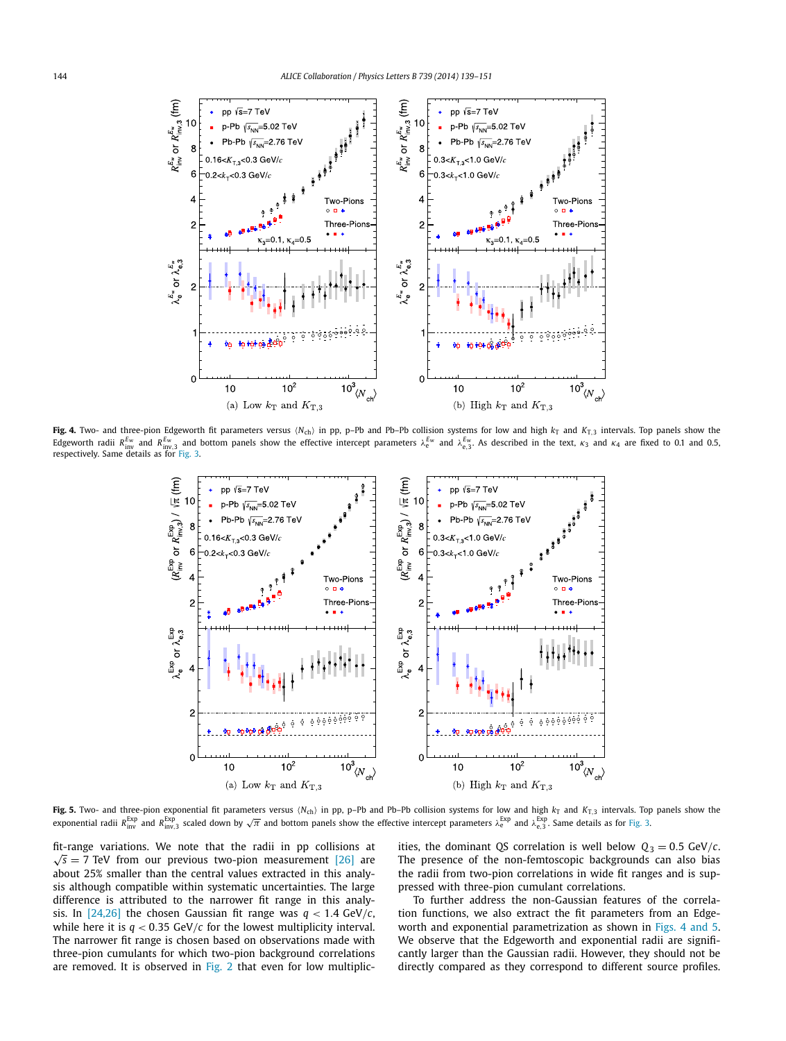**Fig. 4.** Two- and three-pion Edgeworth fit parameters versus $\langle N_{ch} \rangle$ in pp, p–Pb and Pb–Pb collision systems for low and high $k_T$ and $K_{T,3}$ intervals. Top panels show the Edgeworth radii $R_{inv}^{E_w}$ and $R_{inv,3}^{E_w}$ and bottom panels show the effective intercept parameters $\lambda_e^{E_w}$ and $\lambda_{e,3}^{E_w}$. As described in the text, $\kappa_3$ and $\kappa_4$ are fixed to 0.1 and 0.5, respectively. Same details as for Fig. 3.

**Fig. 5.** Two- and three-pion exponential fit parameters versus $\langle N_{ch} \rangle$ in pp, p–Pb and Pb–Pb collision systems for low and high $k_T$ and $K_{T,3}$ intervals. Top panels show the exponential radii $R_{inv}^{Exp}$ and $R_{inv,3}^{Exp}$ scaled down by $\sqrt{\pi}$ and bottom panels show the effective intercept parameters $\lambda_e^{Exp}$ and $\lambda_{e,3}^{Exp}$. Same details as for Fig. 3.

fit-range variations. We note that the radii in pp collisions at $\sqrt{s} = 7$ TeV from our previous two-pion measurement [26] are about 25% smaller than the central values extracted in this analysis although compatible within systematic uncertainties. The large difference is attributed to the narrower fit range in this analysis. In [24,26] the chosen Gaussian fit range was $q < 1.4$ GeV/$c$, while here it is $q < 0.35$ GeV/$c$ for the lowest multiplicity interval. The narrower fit range is chosen based on observations made with three-pion cumulants for which two-pion background correlations are removed. It is observed in Fig. 2 that even for low multiplicities, the dominant QS correlation is well below $Q_3 = 0.5$ GeV/$c$. The presence of the non-femtoscopic backgrounds can also bias the radii from two-pion correlations in wide fit ranges and is suppressed with three-pion cumulant correlations.

To further address the non-Gaussian features of the correlation functions, we also extract the fit parameters from an Edgeworth and exponential parametrization as shown in Figs. 4 and 5. We observe that the Edgeworth and exponential radii are significantly larger than the Gaussian radii. However, they should not be directly compared as they correspond to different source profiles.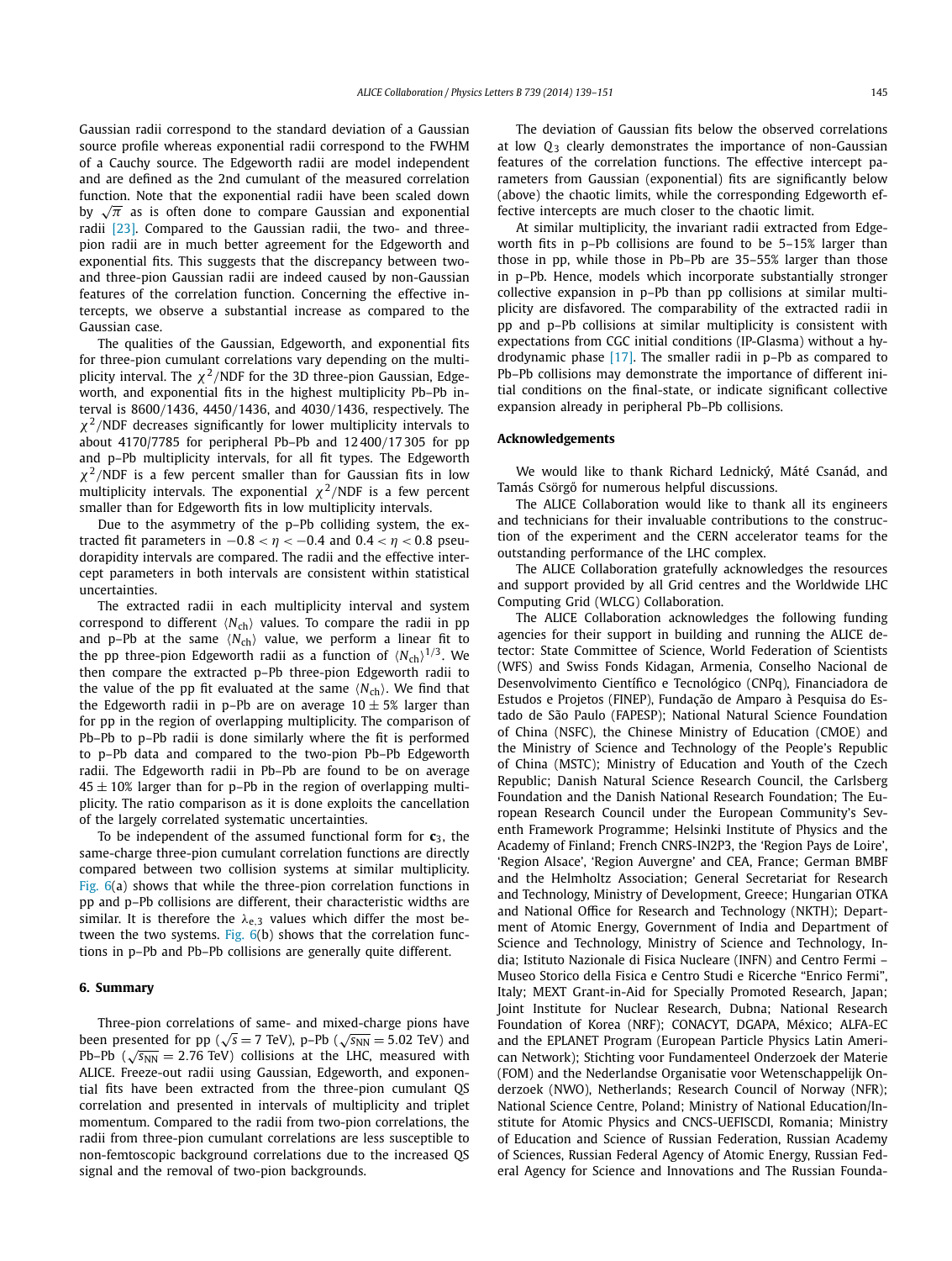Gaussian radii correspond to the standard deviation of a Gaussian source profile whereas exponential radii correspond to the FWHM of a Cauchy source. The Edgeworth radii are model independent and are defined as the 2nd cumulant of the measured correlation function. Note that the exponential radii have been scaled down by $\sqrt{\pi}$ as is often done to compare Gaussian and exponential radii [23]. Compared to the Gaussian radii, the two- and three-pion radii are in much better agreement for the Edgeworth and exponential fits. This suggests that the discrepancy between two- and three-pion Gaussian radii are indeed caused by non-Gaussian features of the correlation function. Concerning the effective intercepts, we observe a substantial increase as compared to the Gaussian case.

The qualities of the Gaussian, Edgeworth, and exponential fits for three-pion cumulant correlations vary depending on the multiplicity interval. The $\chi^2$/NDF for the 3D three-pion Gaussian, Edgeworth, and exponential fits in the highest multiplicity Pb–Pb interval is 8600/1436, 4450/1436, and 4030/1436, respectively. The $\chi^2$/NDF decreases significantly for lower multiplicity intervals to about 4170/7785 for peripheral Pb–Pb and 12 400/17 305 for pp and p–Pb multiplicity intervals, for all fit types. The Edgeworth $\chi^2$/NDF is a few percent smaller than for Gaussian fits in low multiplicity intervals. The exponential $\chi^2$/NDF is a few percent smaller than for Edgeworth fits in low multiplicity intervals.

Due to the asymmetry of the p–Pb colliding system, the extracted fit parameters in $-0.8 < \eta < -0.4$ and $0.4 < \eta < 0.8$ pseudorapidity intervals are compared. The radii and the effective intercept parameters in both intervals are consistent within statistical uncertainties.

The extracted radii in each multiplicity interval and system correspond to different $\langle N_{\mathrm{ch}} \rangle$ values. To compare the radii in pp and p–Pb at the same $\langle N_{\mathrm{ch}} \rangle$ value, we perform a linear fit to the pp three-pion Edgeworth radii as a function of $\langle N_{\mathrm{ch}} \rangle^{1/3}$. We then compare the extracted p–Pb three-pion Edgeworth radii to the value of the pp fit evaluated at the same $\langle N_{\mathrm{ch}} \rangle$. We find that the Edgeworth radii in p–Pb are on average $10 \pm 5\%$ larger than for pp in the region of overlapping multiplicity. The comparison of Pb–Pb to p–Pb radii is done similarly where the fit is performed to p–Pb data and compared to the two-pion Pb–Pb Edgeworth radii. The Edgeworth radii in Pb–Pb are found to be on average $45 \pm 10\%$ larger than for p–Pb in the region of overlapping multiplicity. The ratio comparison as it is done exploits the cancellation of the largely correlated systematic uncertainties.

To be independent of the assumed functional form for $\mathbf{c}_3$, the same-charge three-pion cumulant correlation functions are directly compared between two collision systems at similar multiplicity. Fig. 6(a) shows that while the three-pion correlation functions in pp and p–Pb collisions are different, their characteristic widths are similar. It is therefore the $\lambda_{e,3}$ values which differ the most between the two systems. Fig. 6(b) shows that the correlation functions in p–Pb and Pb–Pb collisions are generally quite different.

## 6. Summary

Three-pion correlations of same- and mixed-charge pions have been presented for pp ($\sqrt{s} = 7$ TeV), p–Pb ($\sqrt{s_{\mathrm{NN}}} = 5.02$ TeV) and Pb–Pb ($\sqrt{s_{\mathrm{NN}}} = 2.76$ TeV) collisions at the LHC, measured with ALICE. Freeze-out radii using Gaussian, Edgeworth, and exponential fits have been extracted from the three-pion cumulant QS correlation and presented in intervals of multiplicity and triplet momentum. Compared to the radii from two-pion correlations, the radii from three-pion cumulant correlations are less susceptible to non-femtoscopic background correlations due to the increased QS signal and the removal of two-pion backgrounds.

The deviation of Gaussian fits below the observed correlations at low $Q_3$ clearly demonstrates the importance of non-Gaussian features of the correlation functions. The effective intercept parameters from Gaussian (exponential) fits are significantly below (above) the chaotic limits, while the corresponding Edgeworth effective intercepts are much closer to the chaotic limit.

At similar multiplicity, the invariant radii extracted from Edgeworth fits in p–Pb collisions are found to be 5–15% larger than those in pp, while those in Pb–Pb are 35–55% larger than those in p–Pb. Hence, models which incorporate substantially stronger collective expansion in p–Pb than pp collisions at similar multiplicity are disfavored. The comparability of the extracted radii in pp and p–Pb collisions at similar multiplicity is consistent with expectations from CGC initial conditions (IP-Glasma) without a hydrodynamic phase [17]. The smaller radii in p–Pb as compared to Pb–Pb collisions may demonstrate the importance of different initial conditions on the final-state, or indicate significant collective expansion already in peripheral Pb–Pb collisions.

## Acknowledgements

We would like to thank Richard Lednický, Máté Csanád, and Tamás Csörgő for numerous helpful discussions.

The ALICE Collaboration would like to thank all its engineers and technicians for their invaluable contributions to the construction of the experiment and the CERN accelerator teams for the outstanding performance of the LHC complex.

The ALICE Collaboration gratefully acknowledges the resources and support provided by all Grid centres and the Worldwide LHC Computing Grid (WLCG) Collaboration.

The ALICE Collaboration acknowledges the following funding agencies for their support in building and running the ALICE detector: State Committee of Science, World Federation of Scientists (WFS) and Swiss Fonds Kidagan, Armenia, Conselho Nacional de Desenvolvimento Científico e Tecnológico (CNPq), Financiadora de Estudos e Projetos (FINEP), Fundação de Amparo à Pesquisa do Estado de São Paulo (FAPESP); National Natural Science Foundation of China (NSFC), the Chinese Ministry of Education (CMOE) and the Ministry of Science and Technology of the People's Republic of China (MSTC); Ministry of Education and Youth of the Czech Republic; Danish Natural Science Research Council, the Carlsberg Foundation and the Danish National Research Foundation; The European Research Council under the European Community's Seventh Framework Programme; Helsinki Institute of Physics and the Academy of Finland; French CNRS-IN2P3, the 'Region Pays de Loire', 'Region Alsace', 'Region Auvergne' and CEA, France; German BMBF and the Helmholtz Association; General Secretariat for Research and Technology, Ministry of Development, Greece; Hungarian OTKA and National Office for Research and Technology (NKTH); Department of Atomic Energy, Government of India and Department of Science and Technology, Ministry of Science and Technology, India; Istituto Nazionale di Fisica Nucleare (INFN) and Centro Fermi – Museo Storico della Fisica e Centro Studi e Ricerche "Enrico Fermi", Italy; MEXT Grant-in-Aid for Specially Promoted Research, Japan; Joint Institute for Nuclear Research, Dubna; National Research Foundation of Korea (NRF); CONACYT, DGAPA, México; ALFA-EC and the EPLANET Program (European Particle Physics Latin American Network); Stichting voor Fundamenteel Onderzoek der Materie (FOM) and the Nederlandse Organisatie voor Wetenschappelijk Onderzoek (NWO), Netherlands; Research Council of Norway (NFR); National Science Centre, Poland; Ministry of National Education/Institute for Atomic Physics and CNCS-UEFISCDI, Romania; Ministry of Education and Science of Russian Federation, Russian Academy of Sciences, Russian Federal Agency of Atomic Energy, Russian Federal Agency for Science and Innovations and The Russian Founda-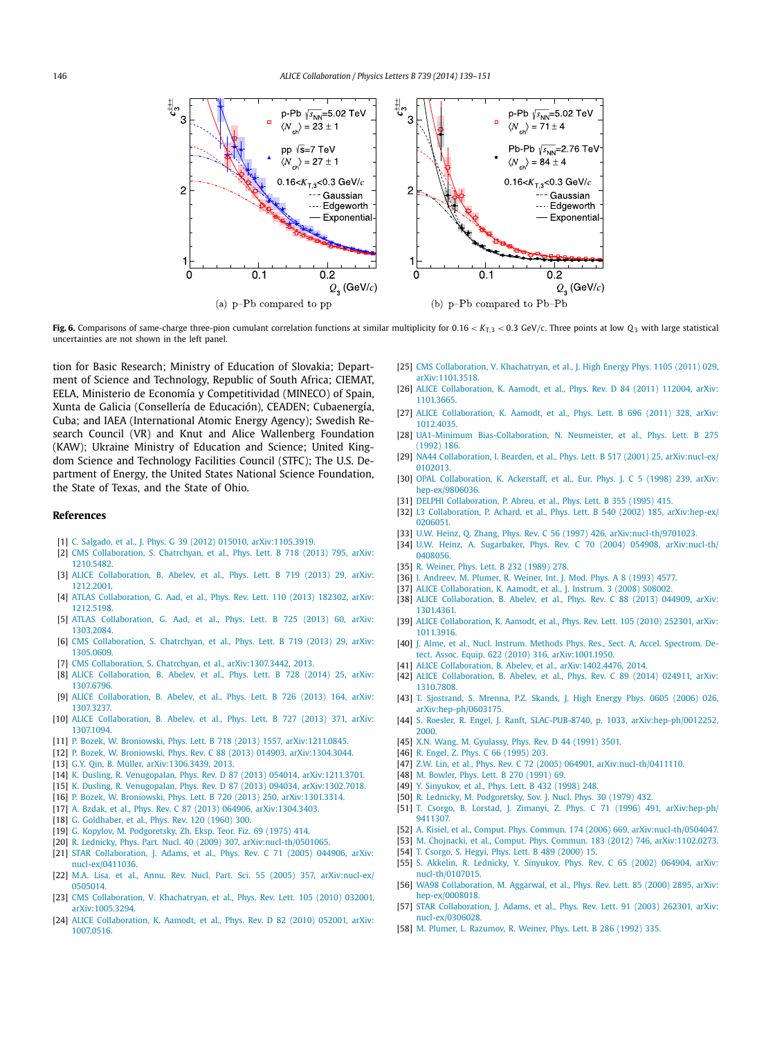**Fig. 6.** Comparisons of same-charge three-pion cumulant correlation functions at similar multiplicity for $0.16 < K_{T,3} < 0.3$ GeV/$c$. Three points at low $Q_3$ with large statistical uncertainties are not shown in the left panel.

tion for Basic Research; Ministry of Education of Slovakia; Department of Science and Technology, Republic of South Africa; CIEMAT, EELA, Ministerio de Economía y Competitividad (MINECO) of Spain, Xunta de Galicia (Consellería de Educación), CEADEN; Cubaenergía, Cuba; and IAEA (International Atomic Energy Agency); Swedish Research Council (VR) and Knut and Alice Wallenberg Foundation (KAW); Ukraine Ministry of Education and Science; United Kingdom Science and Technology Facilities Council (STFC); The U.S. Department of Energy, the United States National Science Foundation, the State of Texas, and the State of Ohio.

## References

[1] C. Salgado, et al., J. Phys. G 39 (2012) 015010, arXiv:1105.3919.
[2] CMS Collaboration, S. Chatrchyan, et al., Phys. Lett. B 718 (2013) 795, arXiv:1210.5482.
[3] ALICE Collaboration, B. Abelev, et al., Phys. Lett. B 719 (2013) 29, arXiv:1212.2001.
[4] ATLAS Collaboration, G. Aad, et al., Phys. Rev. Lett. 110 (2013) 182302, arXiv:1212.5198.
[5] ATLAS Collaboration, G. Aad, et al., Phys. Lett. B 725 (2013) 60, arXiv:1303.2084.
[6] CMS Collaboration, S. Chatrchyan, et al., Phys. Lett. B 719 (2013) 29, arXiv:1305.0609.
[7] CMS Collaboration, S. Chatrchyan, et al., arXiv:1307.3442, 2013.
[8] ALICE Collaboration, B. Abelev, et al., Phys. Lett. B 728 (2014) 25, arXiv:1307.6796.
[9] ALICE Collaboration, B. Abelev, et al., Phys. Lett. B 726 (2013) 164, arXiv:1307.3237.
[10] ALICE Collaboration, B. Abelev, et al., Phys. Lett. B 727 (2013) 371, arXiv:1307.1094.
[11] P. Bozek, W. Broniowski, Phys. Lett. B 718 (2013) 1557, arXiv:1211.0845.
[12] P. Bozek, W. Broniowski, Phys. Rev. C 88 (2013) 014903, arXiv:1304.3044.
[13] G.Y. Qin, B. Müller, arXiv:1306.3439, 2013.
[14] K. Dusling, R. Venugopalan, Phys. Rev. D 87 (2013) 054014, arXiv:1211.3701.
[15] K. Dusling, R. Venugopalan, Phys. Rev. D 87 (2013) 094034, arXiv:1302.7018.
[16] P. Bozek, W. Broniowski, Phys. Lett. B 720 (2013) 250, arXiv:1301.3314.
[17] A. Bzdak, et al., Phys. Rev. C 87 (2013) 064906, arXiv:1304.3403.
[18] G. Goldhaber, et al., Phys. Rev. 120 (1960) 300.
[19] G. Kopylov, M. Podgoretsky, Zh. Eksp. Teor. Fiz. 69 (1975) 414.
[20] R. Lednicky, Phys. Part. Nucl. 40 (2009) 307, arXiv:nucl-th/0501065.
[21] STAR Collaboration, J. Adams, et al., Phys. Rev. C 71 (2005) 044906, arXiv:nucl-ex/0411036.
[22] M.A. Lisa, et al., Annu. Rev. Nucl. Part. Sci. 55 (2005) 357, arXiv:nucl-ex/0505014.
[23] CMS Collaboration, V. Khachatryan, et al., Phys. Rev. Lett. 105 (2010) 032001, arXiv:1005.3294.
[24] ALICE Collaboration, K. Aamodt, et al., Phys. Rev. D 82 (2010) 052001, arXiv:1007.0516.
[25] CMS Collaboration, V. Khachatryan, et al., J. High Energy Phys. 1105 (2011) 029, arXiv:1101.3518.
[26] ALICE Collaboration, K. Aamodt, et al., Phys. Rev. D 84 (2011) 112004, arXiv:1101.3665.
[27] ALICE Collaboration, K. Aamodt, et al., Phys. Lett. B 696 (2011) 328, arXiv:1012.4035.
[28] UA1-Minimum Bias-Collaboration, N. Neumeister, et al., Phys. Lett. B 275 (1992) 186.
[29] NA44 Collaboration, I. Bearden, et al., Phys. Lett. B 517 (2001) 25, arXiv:nucl-ex/0102013.
[30] OPAL Collaboration, K. Ackerstaff, et al., Eur. Phys. J. C 5 (1998) 239, arXiv:hep-ex/9806036.
[31] DELPHI Collaboration, P. Abreu, et al., Phys. Lett. B 355 (1995) 415.
[32] L3 Collaboration, P. Achard, et al., Phys. Lett. B 540 (2002) 185, arXiv:hep-ex/0206051.
[33] U.W. Heinz, Q. Zhang, Phys. Rev. C 56 (1997) 426, arXiv:nucl-th/9701023.
[34] U.W. Heinz, A. Sugarbaker, Phys. Rev. C 70 (2004) 054908, arXiv:nucl-th/0408056.
[35] R. Weiner, Phys. Lett. B 232 (1989) 278.
[36] I. Andreev, M. Plumer, R. Weiner, Int. J. Mod. Phys. A 8 (1993) 4577.
[37] ALICE Collaboration, K. Aamodt, et al., J. Instrum. 3 (2008) S08002.
[38] ALICE Collaboration, B. Abelev, et al., Phys. Rev. C 88 (2013) 044909, arXiv:1301.4361.
[39] ALICE Collaboration, K. Aamodt, et al., Phys. Rev. Lett. 105 (2010) 252301, arXiv:1011.3916.
[40] J. Alme, et al., Nucl. Instrum. Methods Phys. Res., Sect. A, Accel. Spectrom. Detect. Assoc. Equip. 622 (2010) 316, arXiv:1001.1950.
[41] ALICE Collaboration, B. Abelev, et al., arXiv:1402.4476, 2014.
[42] ALICE Collaboration, B. Abelev, et al., Phys. Rev. C 89 (2014) 024911, arXiv:1310.7808.
[43] T. Sjostrand, S. Mrenna, P.Z. Skands, J. High Energy Phys. 0605 (2006) 026, arXiv:hep-ph/0603175.
[44] S. Roesler, R. Engel, J. Ranft, SLAC-PUB-8740, p. 1033, arXiv:hep-ph/0012252, 2000.
[45] X.N. Wang, M. Gyulassy, Phys. Rev. D 44 (1991) 3501.
[46] R. Engel, Z. Phys. C 66 (1995) 203.
[47] Z.W. Lin, et al., Phys. Rev. C 72 (2005) 064901, arXiv:nucl-th/0411110.
[48] M. Bowler, Phys. Lett. B 270 (1991) 69.
[49] Y. Sinyukov, et al., Phys. Lett. B 432 (1998) 248.
[50] R. Lednicky, M. Podgoretsky, Sov. J. Nucl. Phys. 30 (1979) 432.
[51] T. Csorgo, B. Lorstad, J. Zimanyi, Z. Phys. C 71 (1996) 491, arXiv:hep-ph/9411307.
[52] A. Kisiel, et al., Comput. Phys. Commun. 174 (2006) 669, arXiv:nucl-th/0504047.
[53] M. Chojnacki, et al., Comput. Phys. Commun. 183 (2012) 746, arXiv:1102.0273.
[54] T. Csorgo, S. Hegyi, Phys. Lett. B 489 (2000) 15.
[55] S. Akkelin, R. Lednicky, Y. Sinyukov, Phys. Rev. C 65 (2002) 064904, arXiv:nucl-th/0107015.
[56] WA98 Collaboration, M. Aggarwal, et al., Phys. Rev. Lett. 85 (2000) 2895, arXiv:hep-ex/0008018.
[57] STAR Collaboration, J. Adams, et al., Phys. Rev. Lett. 91 (2003) 262301, arXiv:nucl-ex/0306028.
[58] M. Plumer, L. Razumov, R. Weiner, Phys. Lett. B 286 (1992) 335.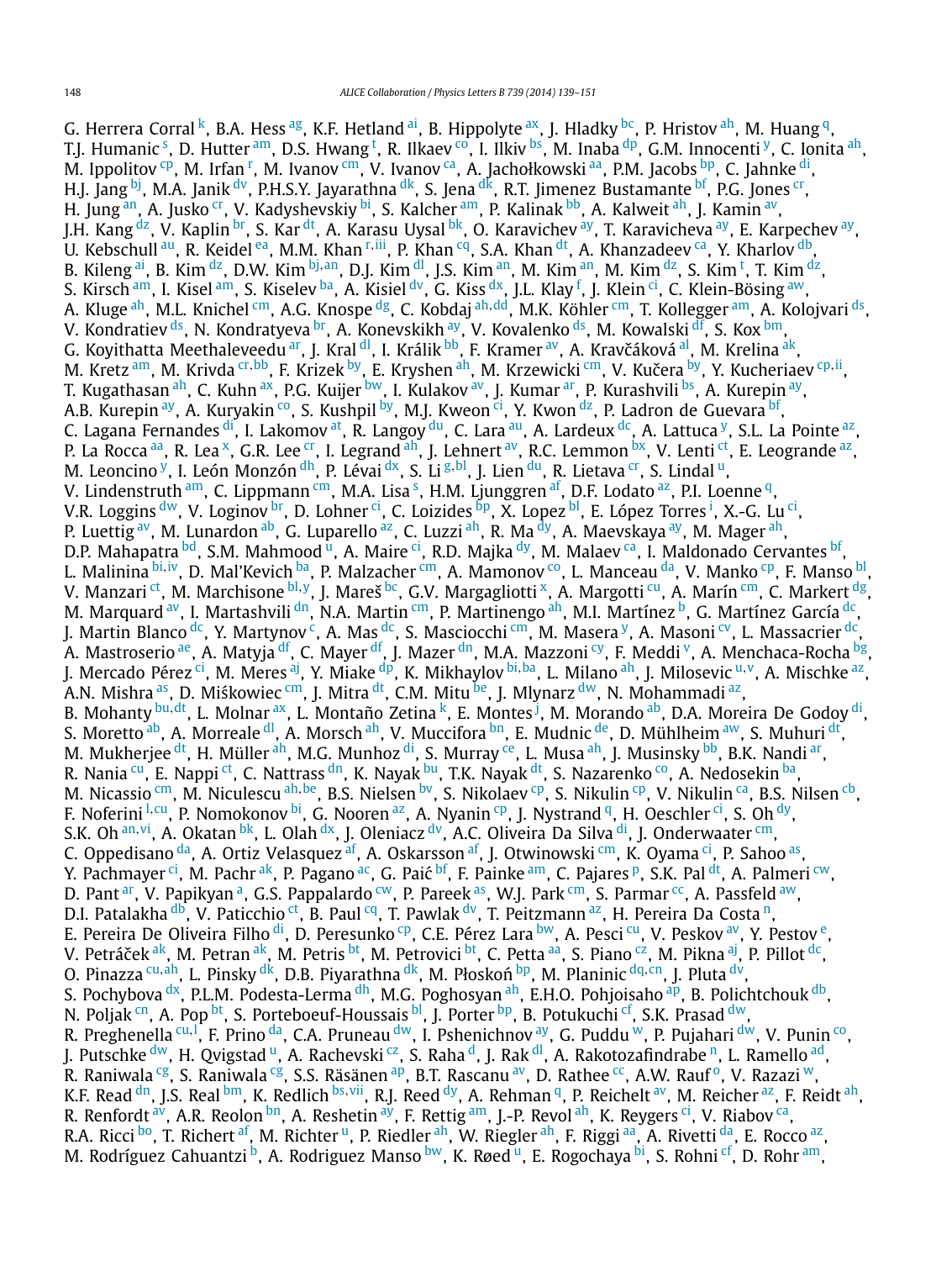G. Herrera Corral[k], B.A. Hess[ag], K.F. Hetland[ai], B. Hippolyte[ax], J. Hladky[bc], P. Hristov[ah], M. Huang[q], T.J. Humanic[s], D. Hutter[am], D.S. Hwang[t], R. Ilkaev[co], I. Ilkiv[bs], M. Inaba[dp], G.M. Innocenti[y], C. Ionita[ah], M. Ippolitov[cp], M. Irfan[r], M. Ivanov[cm], V. Ivanov[ca], A. Jachołkowski[aa], P.M. Jacobs[bp], C. Jahnke[di], H.J. Jang[bj], M.A. Janik[dv], P.H.S.Y. Jayarathna[dk], S. Jena[dk], R.T. Jimenez Bustamante[bf], P.G. Jones[cr], H. Jung[an], A. Jusko[cr], V. Kadyshevskiy[bi], S. Kalcher[am], P. Kalinak[bb], A. Kalweit[ah], J. Kamin[av], J.H. Kang[dz], V. Kaplin[br], S. Kar[dt], A. Karasu Uysal[bk], O. Karavichev[ay], T. Karavicheva[ay], E. Karpechev[ay], U. Kebschull[au], R. Keidel[ea], M.M. Khan[r,iii], P. Khan[cq], S.A. Khan[dt], A. Khanzadeev[ca], Y. Kharlov[db], B. Kileng[ai], B. Kim[dz], D.W. Kim[bj,an], D.J. Kim[dl], J.S. Kim[an], M. Kim[an], M. Kim[dz], S. Kim[t], T. Kim[dz], S. Kirsch[am], I. Kisel[am], S. Kiselev[ba], A. Kisiel[dv], G. Kiss[dx], J.L. Klay[f], J. Klein[ci], C. Klein-Bösing[aw], A. Kluge[ah], M.L. Knichel[cm], A.G. Knospe[dg], C. Kobdaj[ah,dd], M.K. Köhler[cm], T. Kollegger[am], A. Kolojvari[ds], V. Kondratiev[ds], N. Kondratyeva[br], A. Konevskikh[ay], V. Kovalenko[ds], M. Kowalski[df], S. Kox[bm], G. Koyithatta Meethaleveedu[ar], J. Kral[dl], I. Králik[bb], F. Kramer[av], A. Kravčáková[al], M. Krelina[ak], M. Kretz[am], M. Krivda[cr,bb], F. Krizek[by], E. Kryshen[ah], M. Krzewicki[cm], V. Kučera[by], Y. Kucheriaev[cp,ii], T. Kugathasan[ah], C. Kuhn[ax], P.G. Kuijer[bw], I. Kulakov[av], J. Kumar[ar], P. Kurashvili[bs], A. Kurepin[ay], A.B. Kurepin[ay], A. Kuryakin[co], S. Kushpil[by], M.J. Kweon[ci], Y. Kwon[dz], P. Ladron de Guevara[bf], C. Lagana Fernandes[di], I. Lakomov[at], R. Langoy[du], C. Lara[au], A. Lardeux[dc], A. Lattuca[y], S.L. La Pointe[az], P. La Rocca[aa], R. Lea[x], G.R. Lee[cr], I. Legrand[ah], J. Lehnert[av], R.C. Lemmon[bx], V. Lenti[ct], E. Leogrande[az], M. Leoncino[y], I. León Monzón[dh], P. Lévai[dx], S. Li[g,bl], J. Lien[du], R. Lietava[cr], S. Lindal[u], V. Lindenstruth[am], C. Lippmann[cm], M.A. Lisa[s], H.M. Ljunggren[af], D.F. Lodato[az], P.I. Loenne[q], V.R. Loggins[dw], V. Loginov[br], D. Lohner[ci], C. Loizides[bp], X. Lopez[bl], E. López Torres[i], X.-G. Lu[ci], P. Luettig[av], M. Lunardon[ab], G. Luparello[az], C. Luzzi[ah], R. Ma[dy], A. Maevskaya[ay], M. Mager[ah], D.P. Mahapatra[bd], S.M. Mahmood[u], A. Maire[ci], R.D. Majka[dy], M. Malaev[ca], I. Maldonado Cervantes[bf], L. Malinina[bi,iv], D. Mal'Kevich[ba], P. Malzacher[cm], A. Mamonov[co], L. Manceau[da], V. Manko[cp], F. Manso[bl], V. Manzari[ct], M. Marchisone[bl,y], J. Mareš[bc], G.V. Margagliotti[x], A. Margotti[cu], A. Marín[cm], C. Markert[dg], M. Marquard[av], I. Martashvili[dn], N.A. Martin[cm], P. Martinengo[ah], M.I. Martínez[b], G. Martínez García[dc], J. Martin Blanco[dc], Y. Martynov[c], A. Mas[dc], S. Masciocchi[cm], M. Masera[y], A. Masoni[cv], L. Massacrier[dc], A. Mastroserio[ae], A. Matyja[df], C. Mayer[df], J. Mazer[dn], M.A. Mazzoni[cy], F. Meddi[v], A. Menchaca-Rocha[bg], J. Mercado Pérez[ci], M. Meres[aj], Y. Miake[dp], K. Mikhaylov[bi,ba], L. Milano[ah], J. Milosevic[u,v], A. Mischke[az], A.N. Mishra[as], D. Miśkowiec[cm], J. Mitra[dt], C.M. Mitu[be], J. Mlynarz[dw], N. Mohammadi[az], B. Mohanty[bu,dt], L. Molnar[ax], L. Montaño Zetina[k], E. Montes[j], M. Morando[ab], D.A. Moreira De Godoy[di], S. Moretto[ab], A. Morreale[dl], A. Morsch[ah], V. Muccifora[bn], E. Mudnic[de], D. Mühlheim[aw], S. Muhuri[dt], M. Mukherjee[dt], H. Müller[ah], M.G. Munhoz[di], S. Murray[ce], L. Musa[ah], J. Musinsky[bb], B.K. Nandi[ar], R. Nania[cu], E. Nappi[ct], C. Nattrass[dn], K. Nayak[bu], T.K. Nayak[dt], S. Nazarenko[co], A. Nedosekin[ba], M. Nicassio[cm], M. Niculescu[ah,be], B.S. Nielsen[bv], S. Nikolaev[cp], S. Nikulin[cp], V. Nikulin[ca], B.S. Nilsen[cb], F. Noferini[l,cu], P. Nomokonov[bi], G. Nooren[az], A. Nyanin[cp], J. Nystrand[q], H. Oeschler[ci], S. Oh[dy], S.K. Oh[an,vi], A. Okatan[bk], L. Olah[dx], J. Oleniacz[dv], A.C. Oliveira Da Silva[di], J. Onderwaater[cm], C. Oppedisano[da], A. Ortiz Velasquez[af], A. Oskarsson[af], J. Otwinowski[cm], K. Oyama[ci], P. Sahoo[as], Y. Pachmayer[ci], M. Pachr[ak], P. Pagano[ac], G. Paić[bf], F. Painke[am], C. Pajares[p], S.K. Pal[dt], A. Palmeri[cw], D. Pant[ar], V. Papikyan[a], G.S. Pappalardo[cw], P. Pareek[as], W.J. Park[cm], S. Parmar[cc], A. Passfeld[aw], D.I. Patalakha[db], V. Paticchio[ct], B. Paul[cq], T. Pawlak[dv], T. Peitzmann[az], H. Pereira Da Costa[n], E. Pereira De Oliveira Filho[di], D. Peresunko[cp], C.E. Pérez Lara[bw], A. Pesci[cu], V. Peskov[av], Y. Pestov[e], V. Petráček[ak], M. Petran[ak], M. Petris[bt], M. Petrovici[bt], C. Petta[aa], S. Piano[cz], M. Pikna[aj], P. Pillot[dc], O. Pinazza[cu,ah], L. Pinsky[dk], D.B. Piyarathna[dk], M. Płoskoń[bp], M. Planinic[dq,cn], J. Pluta[dv], S. Pochybova[dx], P.L.M. Podesta-Lerma[dh], M.G. Poghosyan[ah], E.H.O. Pohjoisaho[ap], B. Polichtchouk[db], N. Poljak[cn], A. Pop[bt], S. Porteboeuf-Houssais[bl], J. Porter[bp], B. Potukuchi[cf], S.K. Prasad[dw], R. Preghenella[cu,l], F. Prino[da], C.A. Pruneau[dw], I. Pshenichnov[ay], G. Puddu[w], P. Pujahari[dw], V. Punin[co], J. Putschke[dw], H. Qvigstad[u], A. Rachevski[cz], S. Raha[d], J. Rak[dl], A. Rakotozafindrabe[n], L. Ramello[ad], R. Raniwala[cg], S. Raniwala[cg], S.S. Räsänen[ap], B.T. Rascanu[av], D. Rathee[cc], A.W. Rauf[o], V. Razazi[w], K.F. Read[dn], J.S. Real[bm], K. Redlich[bs,vii], R.J. Reed[dy], A. Rehman[q], P. Reichelt[av], M. Reicher[az], F. Reidt[ah], R. Renfordt[av], A.R. Reolon[bn], A. Reshetin[ay], F. Rettig[am], J.-P. Revol[ah], K. Reygers[ci], V. Riabov[ca], R.A. Ricci[bo], T. Richert[af], M. Richter[u], P. Riedler[ah], W. Riegler[ah], F. Riggi[aa], A. Rivetti[da], E. Rocco[az], M. Rodríguez Cahuantzi[b], A. Rodriguez Manso[bw], K. Røed[u], E. Rogochaya[bi], S. Rohni[cf], D. Rohr[am],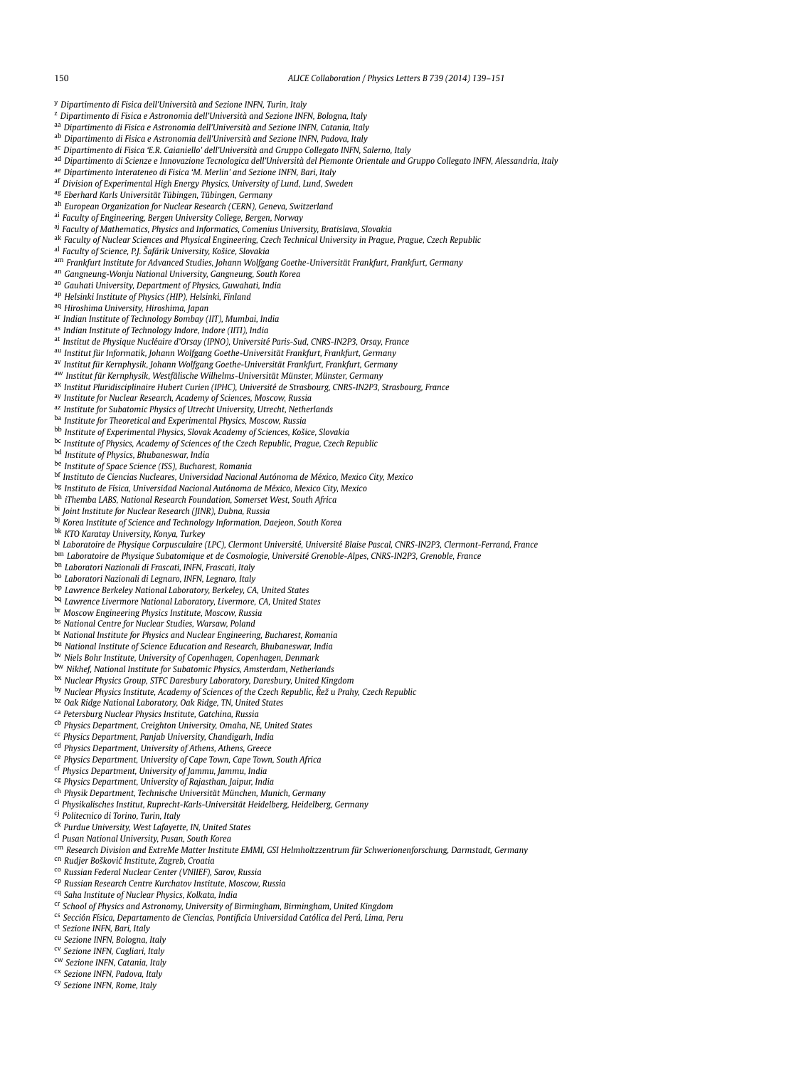[y] Dipartimento di Fisica dell'Università and Sezione INFN, Turin, Italy
[z] Dipartimento di Fisica e Astronomia dell'Università and Sezione INFN, Bologna, Italy
[aa] Dipartimento di Fisica e Astronomia dell'Università and Sezione INFN, Catania, Italy
[ab] Dipartimento di Fisica e Astronomia dell'Università and Sezione INFN, Padova, Italy
[ac] Dipartimento di Fisica 'E.R. Caianiello' dell'Università and Gruppo Collegato INFN, Salerno, Italy
[ad] Dipartimento di Scienze e Innovazione Tecnologica dell'Università del Piemonte Orientale and Gruppo Collegato INFN, Alessandria, Italy
[ae] Dipartimento Interateneo di Fisica 'M. Merlin' and Sezione INFN, Bari, Italy
[af] Division of Experimental High Energy Physics, University of Lund, Lund, Sweden
[ag] Eberhard Karls Universität Tübingen, Tübingen, Germany
[ah] European Organization for Nuclear Research (CERN), Geneva, Switzerland
[ai] Faculty of Engineering, Bergen University College, Bergen, Norway
[aj] Faculty of Mathematics, Physics and Informatics, Comenius University, Bratislava, Slovakia
[ak] Faculty of Nuclear Sciences and Physical Engineering, Czech Technical University in Prague, Prague, Czech Republic
[al] Faculty of Science, P.J. Šafárik University, Košice, Slovakia
[am] Frankfurt Institute for Advanced Studies, Johann Wolfgang Goethe-Universität Frankfurt, Frankfurt, Germany
[an] Gangneung-Wonju National University, Gangneung, South Korea
[ao] Gauhati University, Department of Physics, Guwahati, India
[ap] Helsinki Institute of Physics (HIP), Helsinki, Finland
[aq] Hiroshima University, Hiroshima, Japan
[ar] Indian Institute of Technology Bombay (IIT), Mumbai, India
[as] Indian Institute of Technology Indore, Indore (IITI), India
[at] Institut de Physique Nucléaire d'Orsay (IPNO), Université Paris-Sud, CNRS-IN2P3, Orsay, France
[au] Institut für Informatik, Johann Wolfgang Goethe-Universität Frankfurt, Frankfurt, Germany
[av] Institut für Kernphysik, Johann Wolfgang Goethe-Universität Frankfurt, Frankfurt, Germany
[aw] Institut für Kernphysik, Westfälische Wilhelms-Universität Münster, Münster, Germany
[ax] Institut Pluridisciplinaire Hubert Curien (IPHC), Université de Strasbourg, CNRS-IN2P3, Strasbourg, France
[ay] Institute for Nuclear Research, Academy of Sciences, Moscow, Russia
[az] Institute for Subatomic Physics of Utrecht University, Utrecht, Netherlands
[ba] Institute for Theoretical and Experimental Physics, Moscow, Russia
[bb] Institute of Experimental Physics, Slovak Academy of Sciences, Košice, Slovakia
[bc] Institute of Physics, Academy of Sciences of the Czech Republic, Prague, Czech Republic
[bd] Institute of Physics, Bhubaneswar, India
[be] Institute of Space Science (ISS), Bucharest, Romania
[bf] Instituto de Ciencias Nucleares, Universidad Nacional Autónoma de México, Mexico City, Mexico
[bg] Instituto de Física, Universidad Nacional Autónoma de México, Mexico City, Mexico
[bh] iThemba LABS, National Research Foundation, Somerset West, South Africa
[bi] Joint Institute for Nuclear Research (JINR), Dubna, Russia
[bj] Korea Institute of Science and Technology Information, Daejeon, South Korea
[bk] KTO Karatay University, Konya, Turkey
[bl] Laboratoire de Physique Corpusculaire (LPC), Clermont Université, Université Blaise Pascal, CNRS-IN2P3, Clermont-Ferrand, France
[bm] Laboratoire de Physique Subatomique et de Cosmologie, Université Grenoble-Alpes, CNRS-IN2P3, Grenoble, France
[bn] Laboratori Nazionali di Frascati, INFN, Frascati, Italy
[bo] Laboratori Nazionali di Legnaro, INFN, Legnaro, Italy
[bp] Lawrence Berkeley National Laboratory, Berkeley, CA, United States
[bq] Lawrence Livermore National Laboratory, Livermore, CA, United States
[br] Moscow Engineering Physics Institute, Moscow, Russia
[bs] National Centre for Nuclear Studies, Warsaw, Poland
[bt] National Institute for Physics and Nuclear Engineering, Bucharest, Romania
[bu] National Institute of Science Education and Research, Bhubaneswar, India
[bv] Niels Bohr Institute, University of Copenhagen, Copenhagen, Denmark
[bw] Nikhef, National Institute for Subatomic Physics, Amsterdam, Netherlands
[bx] Nuclear Physics Group, STFC Daresbury Laboratory, Daresbury, United Kingdom
[by] Nuclear Physics Institute, Academy of Sciences of the Czech Republic, Řež u Prahy, Czech Republic
[bz] Oak Ridge National Laboratory, Oak Ridge, TN, United States
[ca] Petersburg Nuclear Physics Institute, Gatchina, Russia
[cb] Physics Department, Creighton University, Omaha, NE, United States
[cc] Physics Department, Panjab University, Chandigarh, India
[cd] Physics Department, University of Athens, Athens, Greece
[ce] Physics Department, University of Cape Town, Cape Town, South Africa
[cf] Physics Department, University of Jammu, Jammu, India
[cg] Physics Department, University of Rajasthan, Jaipur, India
[ch] Physik Department, Technische Universität München, Munich, Germany
[ci] Physikalisches Institut, Ruprecht-Karls-Universität Heidelberg, Heidelberg, Germany
[cj] Politecnico di Torino, Turin, Italy
[ck] Purdue University, West Lafayette, IN, United States
[cl] Pusan National University, Pusan, South Korea
[cm] Research Division and ExtreMe Matter Institute EMMI, GSI Helmholtzzentrum für Schwerionenforschung, Darmstadt, Germany
[cn] Rudjer Bošković Institute, Zagreb, Croatia
[co] Russian Federal Nuclear Center (VNIIEF), Sarov, Russia
[cp] Russian Research Centre Kurchatov Institute, Moscow, Russia
[cq] Saha Institute of Nuclear Physics, Kolkata, India
[cr] School of Physics and Astronomy, University of Birmingham, Birmingham, United Kingdom
[cs] Sección Física, Departamento de Ciencias, Pontificia Universidad Católica del Perú, Lima, Peru
[ct] Sezione INFN, Bari, Italy
[cu] Sezione INFN, Bologna, Italy
[cv] Sezione INFN, Cagliari, Italy
[cw] Sezione INFN, Catania, Italy
[cx] Sezione INFN, Padova, Italy
[cy] Sezione INFN, Rome, Italy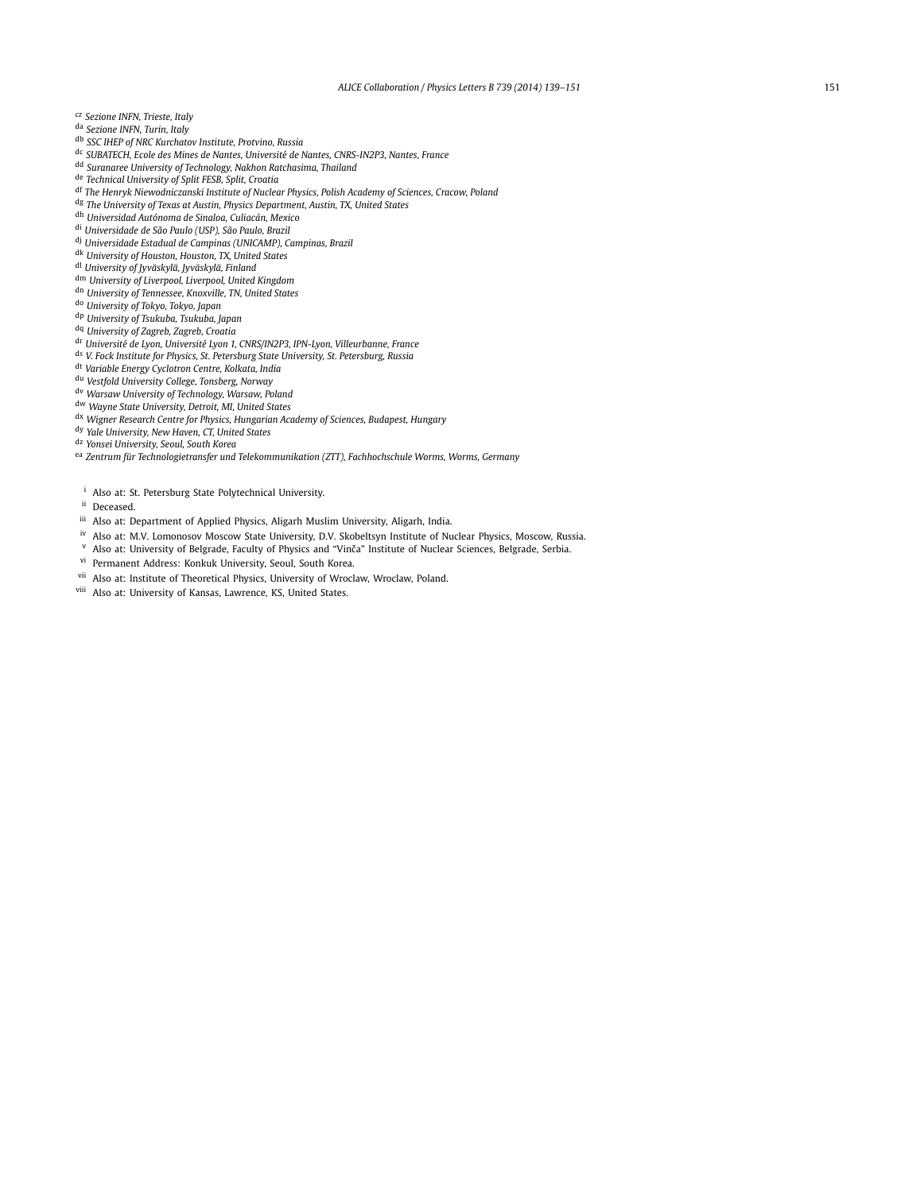[cz] *Sezione INFN, Trieste, Italy*
[da] *Sezione INFN, Turin, Italy*
[db] *SSC IHEP of NRC Kurchatov Institute, Protvino, Russia*
[dc] *SUBATECH, Ecole des Mines de Nantes, Université de Nantes, CNRS-IN2P3, Nantes, France*
[dd] *Suranaree University of Technology, Nakhon Ratchasima, Thailand*
[de] *Technical University of Split FESB, Split, Croatia*
[df] *The Henryk Niewodniczanski Institute of Nuclear Physics, Polish Academy of Sciences, Cracow, Poland*
[dg] *The University of Texas at Austin, Physics Department, Austin, TX, United States*
[dh] *Universidad Autónoma de Sinaloa, Culiacán, Mexico*
[di] *Universidade de São Paulo (USP), São Paulo, Brazil*
[dj] *Universidade Estadual de Campinas (UNICAMP), Campinas, Brazil*
[dk] *University of Houston, Houston, TX, United States*
[dl] *University of Jyväskylä, Jyväskylä, Finland*
[dm] *University of Liverpool, Liverpool, United Kingdom*
[dn] *University of Tennessee, Knoxville, TN, United States*
[do] *University of Tokyo, Tokyo, Japan*
[dp] *University of Tsukuba, Tsukuba, Japan*
[dq] *University of Zagreb, Zagreb, Croatia*
[dr] *Université de Lyon, Université Lyon 1, CNRS/IN2P3, IPN-Lyon, Villeurbanne, France*
[ds] *V. Fock Institute for Physics, St. Petersburg State University, St. Petersburg, Russia*
[dt] *Variable Energy Cyclotron Centre, Kolkata, India*
[du] *Vestfold University College, Tonsberg, Norway*
[dv] *Warsaw University of Technology, Warsaw, Poland*
[dw] *Wayne State University, Detroit, MI, United States*
[dx] *Wigner Research Centre for Physics, Hungarian Academy of Sciences, Budapest, Hungary*
[dy] *Yale University, New Haven, CT, United States*
[dz] *Yonsei University, Seoul, South Korea*
[ea] *Zentrum für Technologietransfer und Telekommunikation (ZTT), Fachhochschule Worms, Worms, Germany*

[i] Also at: St. Petersburg State Polytechnical University.
[ii] Deceased.
[iii] Also at: Department of Applied Physics, Aligarh Muslim University, Aligarh, India.
[iv] Also at: M.V. Lomonosov Moscow State University, D.V. Skobeltsyn Institute of Nuclear Physics, Moscow, Russia.
[v] Also at: University of Belgrade, Faculty of Physics and "Vinča" Institute of Nuclear Sciences, Belgrade, Serbia.
[vi] Permanent Address: Konkuk University, Seoul, South Korea.
[vii] Also at: Institute of Theoretical Physics, University of Wroclaw, Wroclaw, Poland.
[viii] Also at: University of Kansas, Lawrence, KS, United States.